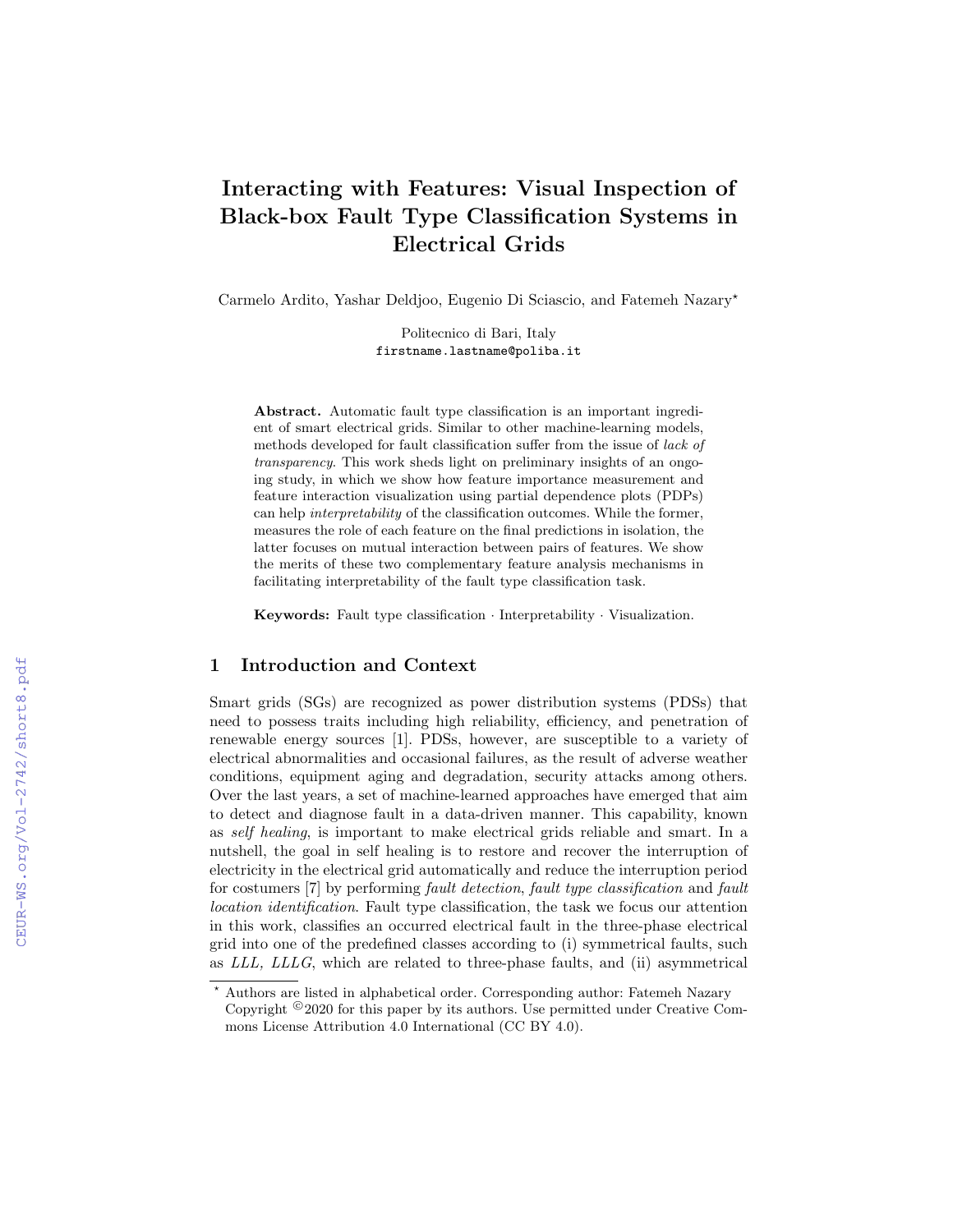# Interacting with Features: Visual Inspection of Black-box Fault Type Classification Systems in Electrical Grids

Carmelo Ardito, Yashar Deldjoo, Eugenio Di Sciascio, and Fatemeh Nazary*

Politecnico di Bari, Italy
`firstname.lastname@poliba.it`

**Abstract.** Automatic fault type classification is an important ingredient of smart electrical grids. Similar to other machine-learning models, methods developed for fault classification suffer from the issue of *lack of transparency*. This work sheds light on preliminary insights of an ongoing study, in which we show how feature importance measurement and feature interaction visualization using partial dependence plots (PDPs) can help *interpretability* of the classification outcomes. While the former, measures the role of each feature on the final predictions in isolation, the latter focuses on mutual interaction between pairs of features. We show the merits of these two complementary feature analysis mechanisms in facilitating interpretability of the fault type classification task.

**Keywords:** Fault type classification · Interpretability · Visualization.

## 1 Introduction and Context

Smart grids (SGs) are recognized as power distribution systems (PDSs) that need to possess traits including high reliability, efficiency, and penetration of renewable energy sources [1]. PDSs, however, are susceptible to a variety of electrical abnormalities and occasional failures, as the result of adverse weather conditions, equipment aging and degradation, security attacks among others. Over the last years, a set of machine-learned approaches have emerged that aim to detect and diagnose fault in a data-driven manner. This capability, known as *self healing*, is important to make electrical grids reliable and smart. In a nutshell, the goal in self healing is to restore and recover the interruption of electricity in the electrical grid automatically and reduce the interruption period for costumers [7] by performing *fault detection*, *fault type classification* and *fault location identification*. Fault type classification, the task we focus our attention in this work, classifies an occurred electrical fault in the three-phase electrical grid into one of the predefined classes according to (i) symmetrical faults, such as *LLL, LLLG*, which are related to three-phase faults, and (ii) asymmetrical

* Authors are listed in alphabetical order. Corresponding author: Fatemeh Nazary Copyright ©2020 for this paper by its authors. Use permitted under Creative Commons License Attribution 4.0 International (CC BY 4.0).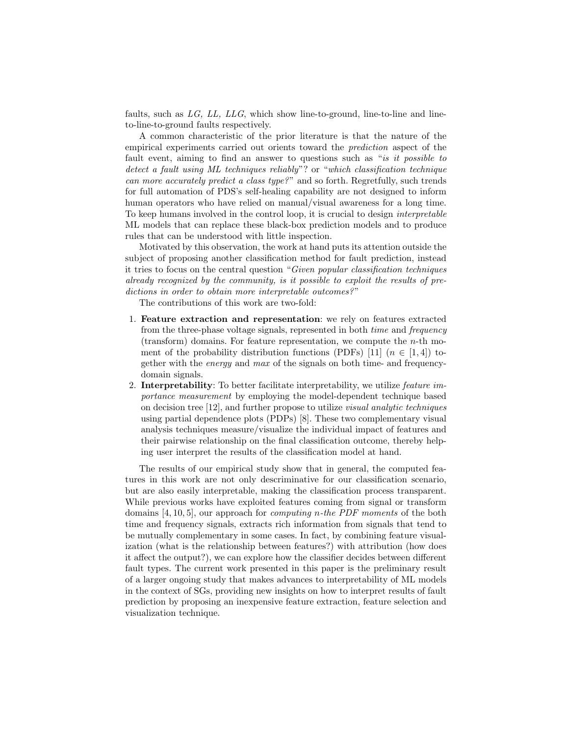faults, such as *LG, LL, LLG*, which show line-to-ground, line-to-line and line-to-line-to-ground faults respectively.

A common characteristic of the prior literature is that the nature of the empirical experiments carried out orients toward the *prediction* aspect of the fault event, aiming to find an answer to questions such as "*is it possible to detect a fault using ML techniques reliably*"? or "*which classification technique can more accurately predict a class type?*" and so forth. Regretfully, such trends for full automation of PDS's self-healing capability are not designed to inform human operators who have relied on manual/visual awareness for a long time. To keep humans involved in the control loop, it is crucial to design *interpretable* ML models that can replace these black-box prediction models and to produce rules that can be understood with little inspection.

Motivated by this observation, the work at hand puts its attention outside the subject of proposing another classification method for fault prediction, instead it tries to focus on the central question "*Given popular classification techniques already recognized by the community, is it possible to exploit the results of predictions in order to obtain more interpretable outcomes?*"

The contributions of this work are two-fold:

1. **Feature extraction and representation**: we rely on features extracted from the three-phase voltage signals, represented in both *time* and *frequency* (transform) domains. For feature representation, we compute the $n$-th moment of the probability distribution functions (PDFs) [11] ($n \in [1, 4]$) together with the *energy* and *max* of the signals on both time- and frequency-domain signals.
2. **Interpretability**: To better facilitate interpretability, we utilize *feature importance measurement* by employing the model-dependent technique based on decision tree [12], and further propose to utilize *visual analytic techniques* using partial dependence plots (PDPs) [8]. These two complementary visual analysis techniques measure/visualize the individual impact of features and their pairwise relationship on the final classification outcome, thereby helping user interpret the results of the classification model at hand.

The results of our empirical study show that in general, the computed features in this work are not only descriminative for our classification scenario, but are also easily interpretable, making the classification process transparent. While previous works have exploited features coming from signal or transform domains [4, 10, 5], our approach for *computing n-the PDF moments* of the both time and frequency signals, extracts rich information from signals that tend to be mutually complementary in some cases. In fact, by combining feature visualization (what is the relationship between features?) with attribution (how does it affect the output?), we can explore how the classifier decides between different fault types. The current work presented in this paper is the preliminary result of a larger ongoing study that makes advances to interpretability of ML models in the context of SGs, providing new insights on how to interpret results of fault prediction by proposing an inexpensive feature extraction, feature selection and visualization technique.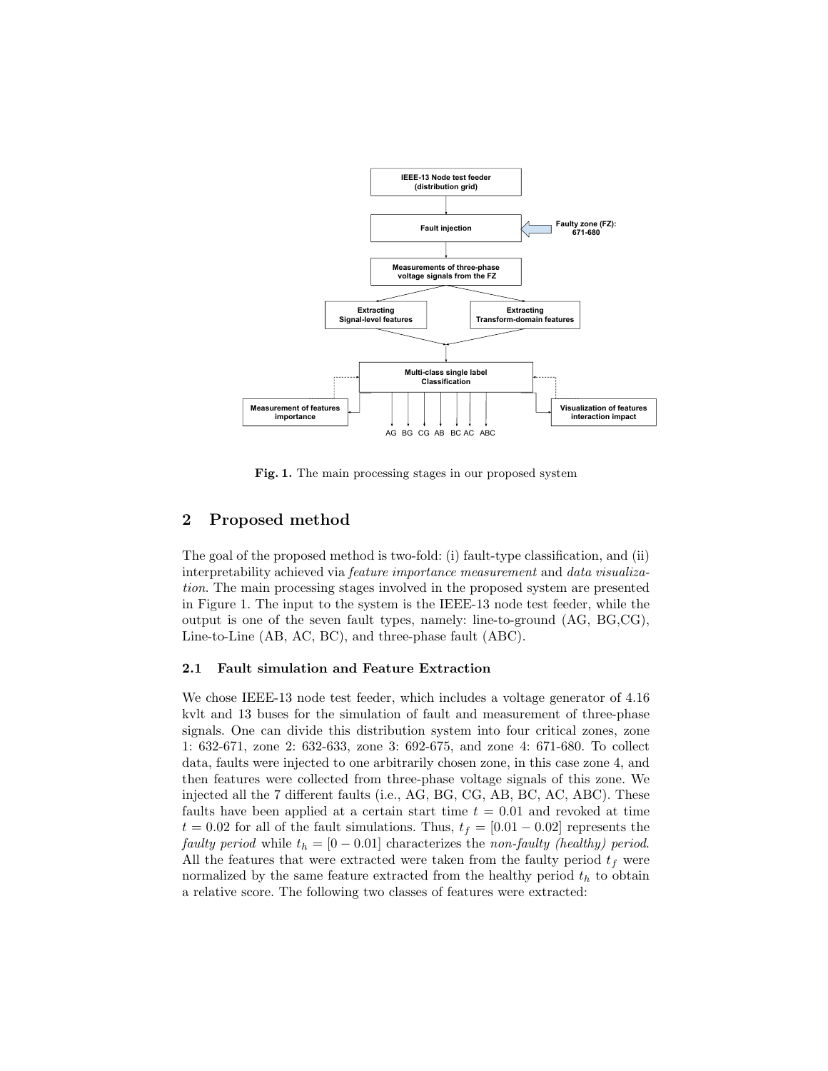**Fig. 1.** The main processing stages in our proposed system

## 2 Proposed method

The goal of the proposed method is two-fold: (i) fault-type classification, and (ii) interpretability achieved via *feature importance measurement* and *data visualization*. The main processing stages involved in the proposed system are presented in Figure 1. The input to the system is the IEEE-13 node test feeder, while the output is one of the seven fault types, namely: line-to-ground (AG, BG,CG), Line-to-Line (AB, AC, BC), and three-phase fault (ABC).

### 2.1 Fault simulation and Feature Extraction

We chose IEEE-13 node test feeder, which includes a voltage generator of 4.16 kvlt and 13 buses for the simulation of fault and measurement of three-phase signals. One can divide this distribution system into four critical zones, zone 1: 632-671, zone 2: 632-633, zone 3: 692-675, and zone 4: 671-680. To collect data, faults were injected to one arbitrarily chosen zone, in this case zone 4, and then features were collected from three-phase voltage signals of this zone. We injected all the 7 different faults (i.e., AG, BG, CG, AB, BC, AC, ABC). These faults have been applied at a certain start time $t = 0.01$ and revoked at time $t = 0.02$ for all of the fault simulations. Thus, $t_f = [0.01 - 0.02]$ represents the *faulty period* while $t_h = [0 - 0.01]$ characterizes the *non-faulty (healthy) period*. All the features that were extracted were taken from the faulty period $t_f$ were normalized by the same feature extracted from the healthy period $t_h$ to obtain a relative score. The following two classes of features were extracted: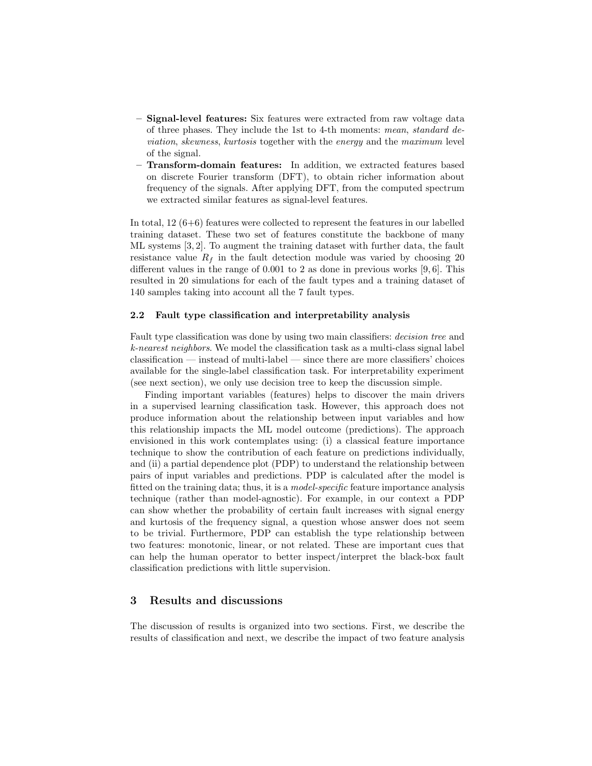- **Signal-level features:** Six features were extracted from raw voltage data of three phases. They include the 1st to 4-th moments: *mean*, *standard deviation*, *skewness*, *kurtosis* together with the *energy* and the *maximum* level of the signal.
- **Transform-domain features:** In addition, we extracted features based on discrete Fourier transform (DFT), to obtain richer information about frequency of the signals. After applying DFT, from the computed spectrum we extracted similar features as signal-level features.

In total, 12 (6+6) features were collected to represent the features in our labelled training dataset. These two set of features constitute the backbone of many ML systems [3, 2]. To augment the training dataset with further data, the fault resistance value $R_f$ in the fault detection module was varied by choosing 20 different values in the range of 0.001 to 2 as done in previous works [9, 6]. This resulted in 20 simulations for each of the fault types and a training dataset of 140 samples taking into account all the 7 fault types.

### 2.2 Fault type classification and interpretability analysis

Fault type classification was done by using two main classifiers: *decision tree* and *k-nearest neighbors*. We model the classification task as a multi-class signal label classification — instead of multi-label — since there are more classifiers' choices available for the single-label classification task. For interpretability experiment (see next section), we only use decision tree to keep the discussion simple.

Finding important variables (features) helps to discover the main drivers in a supervised learning classification task. However, this approach does not produce information about the relationship between input variables and how this relationship impacts the ML model outcome (predictions). The approach envisioned in this work contemplates using: (i) a classical feature importance technique to show the contribution of each feature on predictions individually, and (ii) a partial dependence plot (PDP) to understand the relationship between pairs of input variables and predictions. PDP is calculated after the model is fitted on the training data; thus, it is a *model-specific* feature importance analysis technique (rather than model-agnostic). For example, in our context a PDP can show whether the probability of certain fault increases with signal energy and kurtosis of the frequency signal, a question whose answer does not seem to be trivial. Furthermore, PDP can establish the type relationship between two features: monotonic, linear, or not related. These are important cues that can help the human operator to better inspect/interpret the black-box fault classification predictions with little supervision.

## 3 Results and discussions

The discussion of results is organized into two sections. First, we describe the results of classification and next, we describe the impact of two feature analysis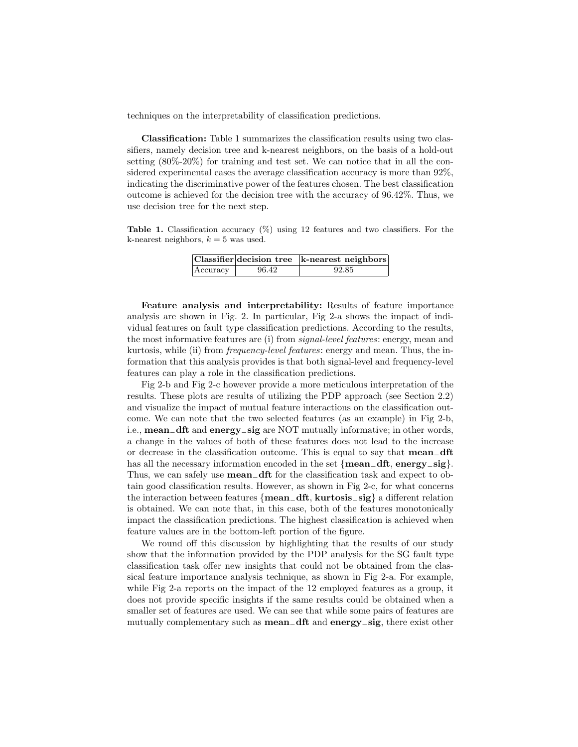techniques on the interpretability of classification predictions.

**Classification:** Table 1 summarizes the classification results using two classifiers, namely decision tree and k-nearest neighbors, on the basis of a hold-out setting (80%-20%) for training and test set. We can notice that in all the considered experimental cases the average classification accuracy is more than 92%, indicating the discriminative power of the features chosen. The best classification outcome is achieved for the decision tree with the accuracy of 96.42%. Thus, we use decision tree for the next step.

**Table 1.** Classification accuracy (%) using 12 features and two classifiers. For the k-nearest neighbors, $k = 5$ was used.

| **Classifier** | **decision tree** | **k-nearest neighbors** |
|---|---|---|
| Accuracy | 96.42 | 92.85 |

**Feature analysis and interpretability:** Results of feature importance analysis are shown in Fig. 2. In particular, Fig 2-a shows the impact of individual features on fault type classification predictions. According to the results, the most informative features are (i) from *signal-level features*: energy, mean and kurtosis, while (ii) from *frequency-level features*: energy and mean. Thus, the information that this analysis provides is that both signal-level and frequency-level features can play a role in the classification predictions.

Fig 2-b and Fig 2-c however provide a more meticulous interpretation of the results. These plots are results of utilizing the PDP approach (see Section 2.2) and visualize the impact of mutual feature interactions on the classification outcome. We can note that the two selected features (as an example) in Fig 2-b, i.e., **mean_dft** and **energy_sig** are NOT mutually informative; in other words, a change in the values of both of these features does not lead to the increase or decrease in the classification outcome. This is equal to say that **mean_dft** has all the necessary information encoded in the set {**mean_dft**, **energy_sig**}. Thus, we can safely use **mean_dft** for the classification task and expect to obtain good classification results. However, as shown in Fig 2-c, for what concerns the interaction between features {**mean_dft**, **kurtosis_sig**} a different relation is obtained. We can note that, in this case, both of the features monotonically impact the classification predictions. The highest classification is achieved when feature values are in the bottom-left portion of the figure.

We round off this discussion by highlighting that the results of our study show that the information provided by the PDP analysis for the SG fault type classification task offer new insights that could not be obtained from the classical feature importance analysis technique, as shown in Fig 2-a. For example, while Fig 2-a reports on the impact of the 12 employed features as a group, it does not provide specific insights if the same results could be obtained when a smaller set of features are used. We can see that while some pairs of features are mutually complementary such as **mean_dft** and **energy_sig**, there exist other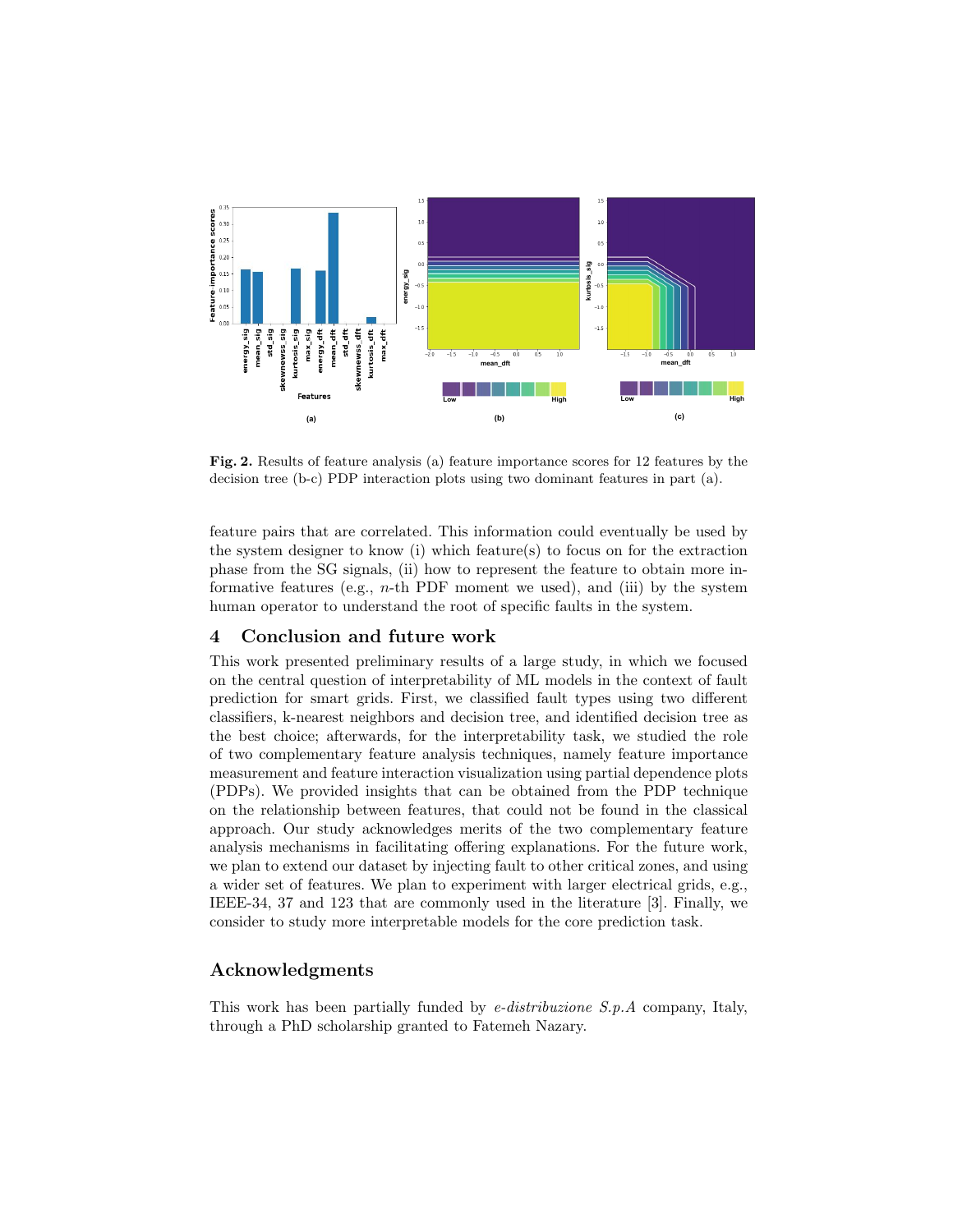**Fig. 2.** Results of feature analysis (a) feature importance scores for 12 features by the decision tree (b-c) PDP interaction plots using two dominant features in part (a).

feature pairs that are correlated. This information could eventually be used by the system designer to know (i) which feature(s) to focus on for the extraction phase from the SG signals, (ii) how to represent the feature to obtain more informative features (e.g., $n$-th PDF moment we used), and (iii) by the system human operator to understand the root of specific faults in the system.

## 4 Conclusion and future work

This work presented preliminary results of a large study, in which we focused on the central question of interpretability of ML models in the context of fault prediction for smart grids. First, we classified fault types using two different classifiers, k-nearest neighbors and decision tree, and identified decision tree as the best choice; afterwards, for the interpretability task, we studied the role of two complementary feature analysis techniques, namely feature importance measurement and feature interaction visualization using partial dependence plots (PDPs). We provided insights that can be obtained from the PDP technique on the relationship between features, that could not be found in the classical approach. Our study acknowledges merits of the two complementary feature analysis mechanisms in facilitating offering explanations. For the future work, we plan to extend our dataset by injecting fault to other critical zones, and using a wider set of features. We plan to experiment with larger electrical grids, e.g., IEEE-34, 37 and 123 that are commonly used in the literature [3]. Finally, we consider to study more interpretable models for the core prediction task.

## Acknowledgments

This work has been partially funded by *e-distribuzione S.p.A* company, Italy, through a PhD scholarship granted to Fatemeh Nazary.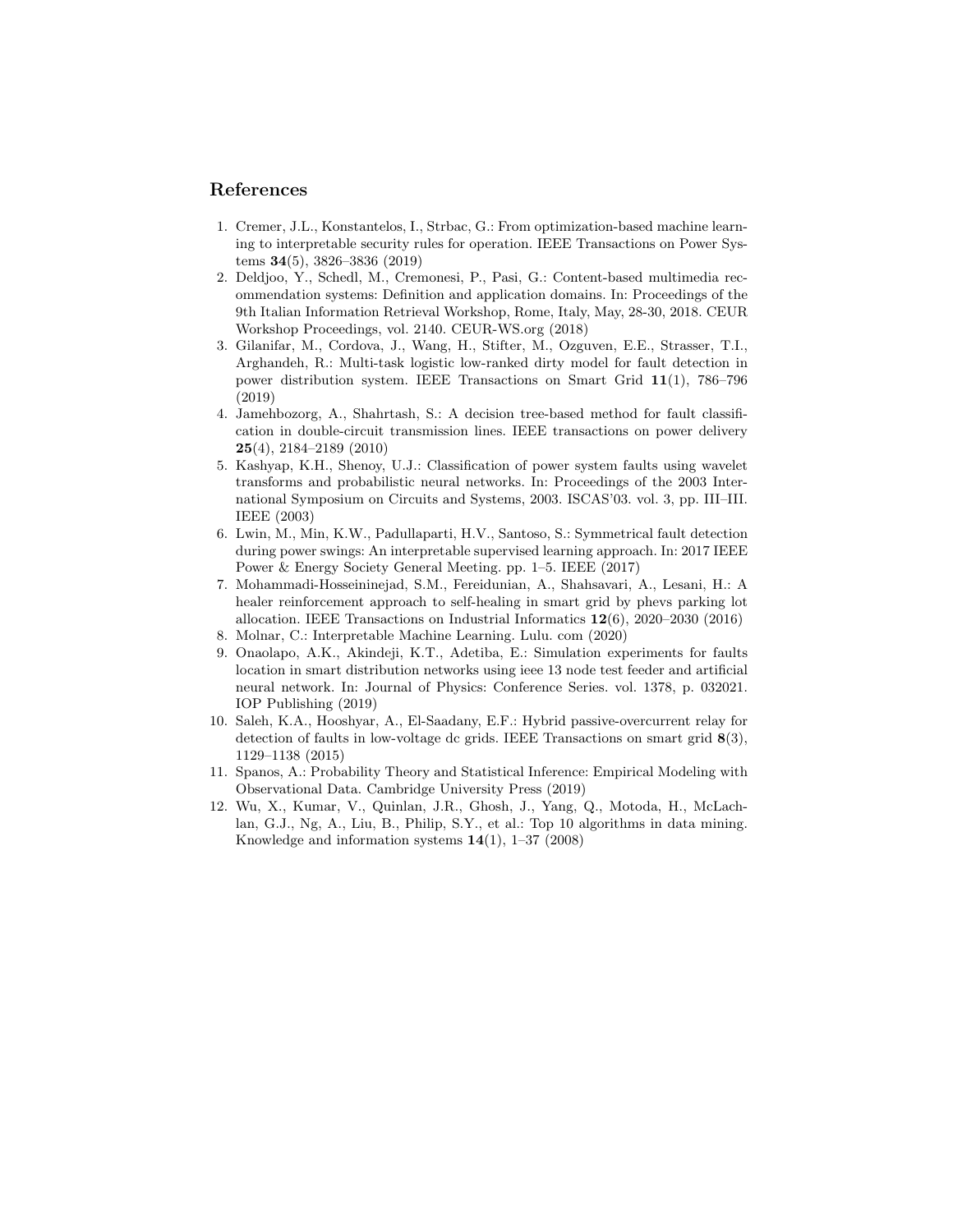## References

1. Cremer, J.L., Konstantelos, I., Strbac, G.: From optimization-based machine learning to interpretable security rules for operation. IEEE Transactions on Power Systems **34**(5), 3826–3836 (2019)
2. Deldjoo, Y., Schedl, M., Cremonesi, P., Pasi, G.: Content-based multimedia recommendation systems: Definition and application domains. In: Proceedings of the 9th Italian Information Retrieval Workshop, Rome, Italy, May, 28-30, 2018. CEUR Workshop Proceedings, vol. 2140. CEUR-WS.org (2018)
3. Gilanifar, M., Cordova, J., Wang, H., Stifter, M., Ozguven, E.E., Strasser, T.I., Arghandeh, R.: Multi-task logistic low-ranked dirty model for fault detection in power distribution system. IEEE Transactions on Smart Grid **11**(1), 786–796 (2019)
4. Jamehbozorg, A., Shahrtash, S.: A decision tree-based method for fault classification in double-circuit transmission lines. IEEE transactions on power delivery **25**(4), 2184–2189 (2010)
5. Kashyap, K.H., Shenoy, U.J.: Classification of power system faults using wavelet transforms and probabilistic neural networks. In: Proceedings of the 2003 International Symposium on Circuits and Systems, 2003. ISCAS'03. vol. 3, pp. III–III. IEEE (2003)
6. Lwin, M., Min, K.W., Padullaparti, H.V., Santoso, S.: Symmetrical fault detection during power swings: An interpretable supervised learning approach. In: 2017 IEEE Power & Energy Society General Meeting. pp. 1–5. IEEE (2017)
7. Mohammadi-Hosseininejad, S.M., Fereidunian, A., Shahsavari, A., Lesani, H.: A healer reinforcement approach to self-healing in smart grid by phevs parking lot allocation. IEEE Transactions on Industrial Informatics **12**(6), 2020–2030 (2016)
8. Molnar, C.: Interpretable Machine Learning. Lulu. com (2020)
9. Onaolapo, A.K., Akindeji, K.T., Adetiba, E.: Simulation experiments for faults location in smart distribution networks using ieee 13 node test feeder and artificial neural network. In: Journal of Physics: Conference Series. vol. 1378, p. 032021. IOP Publishing (2019)
10. Saleh, K.A., Hooshyar, A., El-Saadany, E.F.: Hybrid passive-overcurrent relay for detection of faults in low-voltage dc grids. IEEE Transactions on smart grid **8**(3), 1129–1138 (2015)
11. Spanos, A.: Probability Theory and Statistical Inference: Empirical Modeling with Observational Data. Cambridge University Press (2019)
12. Wu, X., Kumar, V., Quinlan, J.R., Ghosh, J., Yang, Q., Motoda, H., McLachlan, G.J., Ng, A., Liu, B., Philip, S.Y., et al.: Top 10 algorithms in data mining. Knowledge and information systems **14**(1), 1–37 (2008)